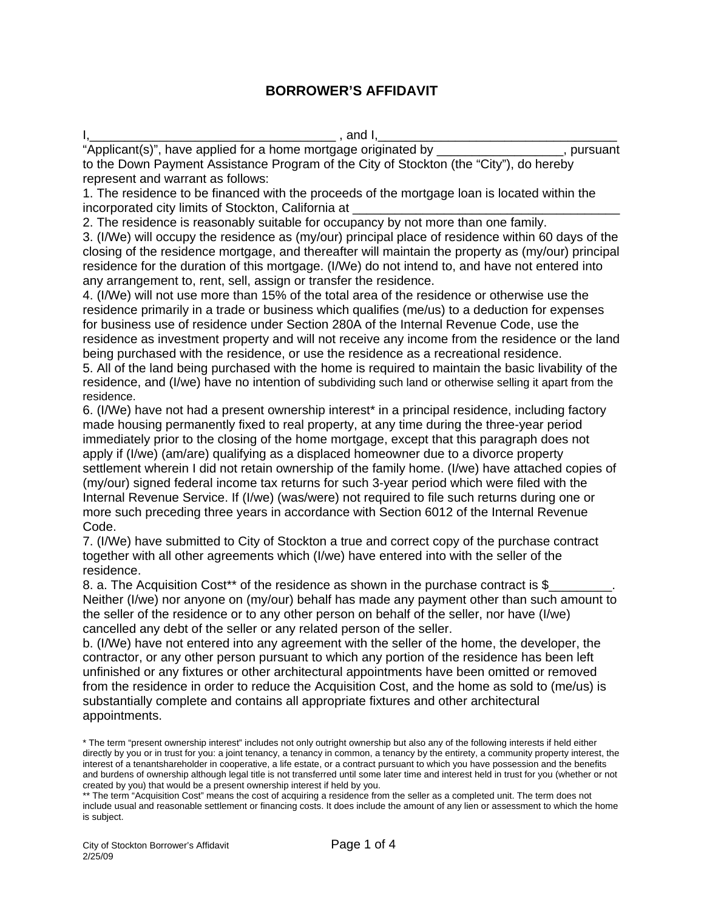# BORROWER'S AFFIDAVIT

I,___________________________________ , and I,_________________________________ "Applicant(s)", have applied for a home mortgage originated by _________________, pursuant to the Down Payment Assistance Program of the City of Stockton (the "City"), do hereby represent and warrant as follows:

1. The residence to be financed with the proceeds of the mortgage loan is located within the incorporated city limits of Stockton, California at _______________________________________
2. The residence is reasonably suitable for occupancy by not more than one family.
3. (I/We) will occupy the residence as (my/our) principal place of residence within 60 days of the closing of the residence mortgage, and thereafter will maintain the property as (my/our) principal residence for the duration of this mortgage. (I/We) do not intend to, and have not entered into any arrangement to, rent, sell, assign or transfer the residence.
4. (I/We) will not use more than 15% of the total area of the residence or otherwise use the residence primarily in a trade or business which qualifies (me/us) to a deduction for expenses for business use of residence under Section 280A of the Internal Revenue Code, use the residence as investment property and will not receive any income from the residence or the land being purchased with the residence, or use the residence as a recreational residence.
5. All of the land being purchased with the home is required to maintain the basic livability of the residence, and (I/we) have no intention of subdividing such land or otherwise selling it apart from the residence.
6. (I/We) have not had a present ownership interest* in a principal residence, including factory made housing permanently fixed to real property, at any time during the three-year period immediately prior to the closing of the home mortgage, except that this paragraph does not apply if (I/we) (am/are) qualifying as a displaced homeowner due to a divorce property settlement wherein I did not retain ownership of the family home. (I/We) have attached copies of (my/our) signed federal income tax returns for such 3-year period which were filed with the Internal Revenue Service. If (I/we) (was/were) not required to file such returns during one or more such preceding three years in accordance with Section 6012 of the Internal Revenue Code.
7. (I/We) have submitted to City of Stockton a true and correct copy of the purchase contract together with all other agreements which (I/we) have entered into with the seller of the residence.
8. a. The Acquisition Cost** of the residence as shown in the purchase contract is $_________. Neither (I/we) nor anyone on (my/our) behalf has made any payment other than such amount to the seller of the residence or to any other person on behalf of the seller, nor have (I/we) cancelled any debt of the seller or any related person of the seller.

   b. (I/We) have not entered into any agreement with the seller of the home, the developer, the contractor, or any other person pursuant to which any portion of the residence has been left unfinished or any fixtures or other architectural appointments have been omitted or removed from the residence in order to reduce the Acquisition Cost, and the home as sold to (me/us) is substantially complete and contains all appropriate fixtures and other architectural appointments.

\* The term "present ownership interest" includes not only outright ownership but also any of the following interests if held either directly by you or in trust for you: a joint tenancy, a tenancy in common, a tenancy by the entirety, a community property interest, the interest of a tenantshareholder in cooperative, a life estate, or a contract pursuant to which you have possession and the benefits and burdens of ownership although legal title is not transferred until some later time and interest held in trust for you (whether or not created by you) that would be a present ownership interest if held by you.

\** The term "Acquisition Cost" means the cost of acquiring a residence from the seller as a completed unit. The term does not include usual and reasonable settlement or financing costs. It does include the amount of any lien or assessment to which the home is subject.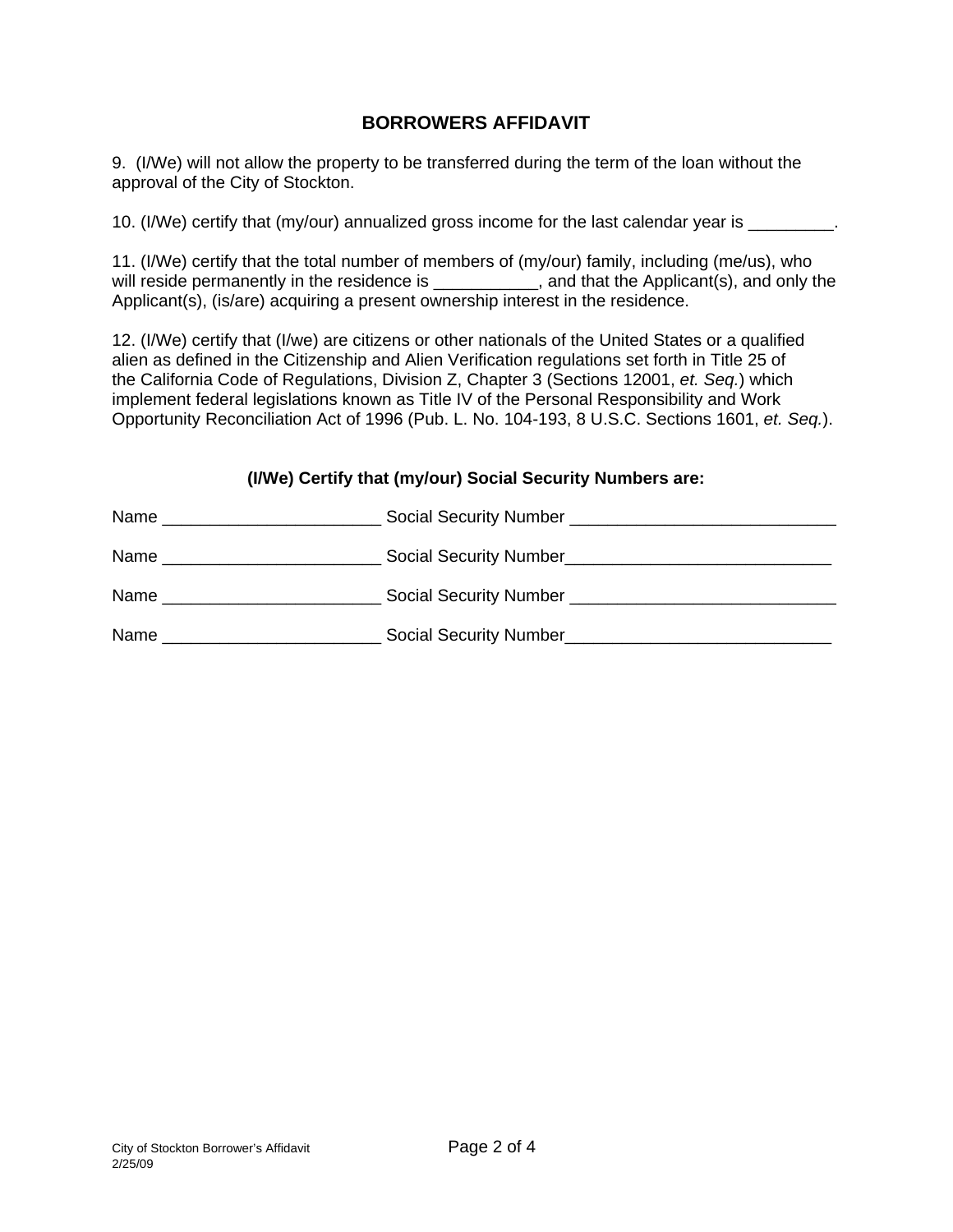## BORROWERS AFFIDAVIT

9. (I/We) will not allow the property to be transferred during the term of the loan without the approval of the City of Stockton.

10. (I/We) certify that (my/our) annualized gross income for the last calendar year is _________.

11. (I/We) certify that the total number of members of (my/our) family, including (me/us), who will reside permanently in the residence is ___________, and that the Applicant(s), and only the Applicant(s), (is/are) acquiring a present ownership interest in the residence.

12. (I/We) certify that (I/we) are citizens or other nationals of the United States or a qualified alien as defined in the Citizenship and Alien Verification regulations set forth in Title 25 of the California Code of Regulations, Division Z, Chapter 3 (Sections 12001, *et. Seq.*) which implement federal legislations known as Title IV of the Personal Responsibility and Work Opportunity Reconciliation Act of 1996 (Pub. L. No. 104-193, 8 U.S.C. Sections 1601, *et. Seq.*).

**(I/We) Certify that (my/our) Social Security Numbers are:**

Name _______________________ Social Security Number ____________________________

Name _______________________ Social Security Number____________________________

Name _______________________ Social Security Number ____________________________

Name _______________________ Social Security Number____________________________

City of Stockton Borrower's Affidavit
2/25/09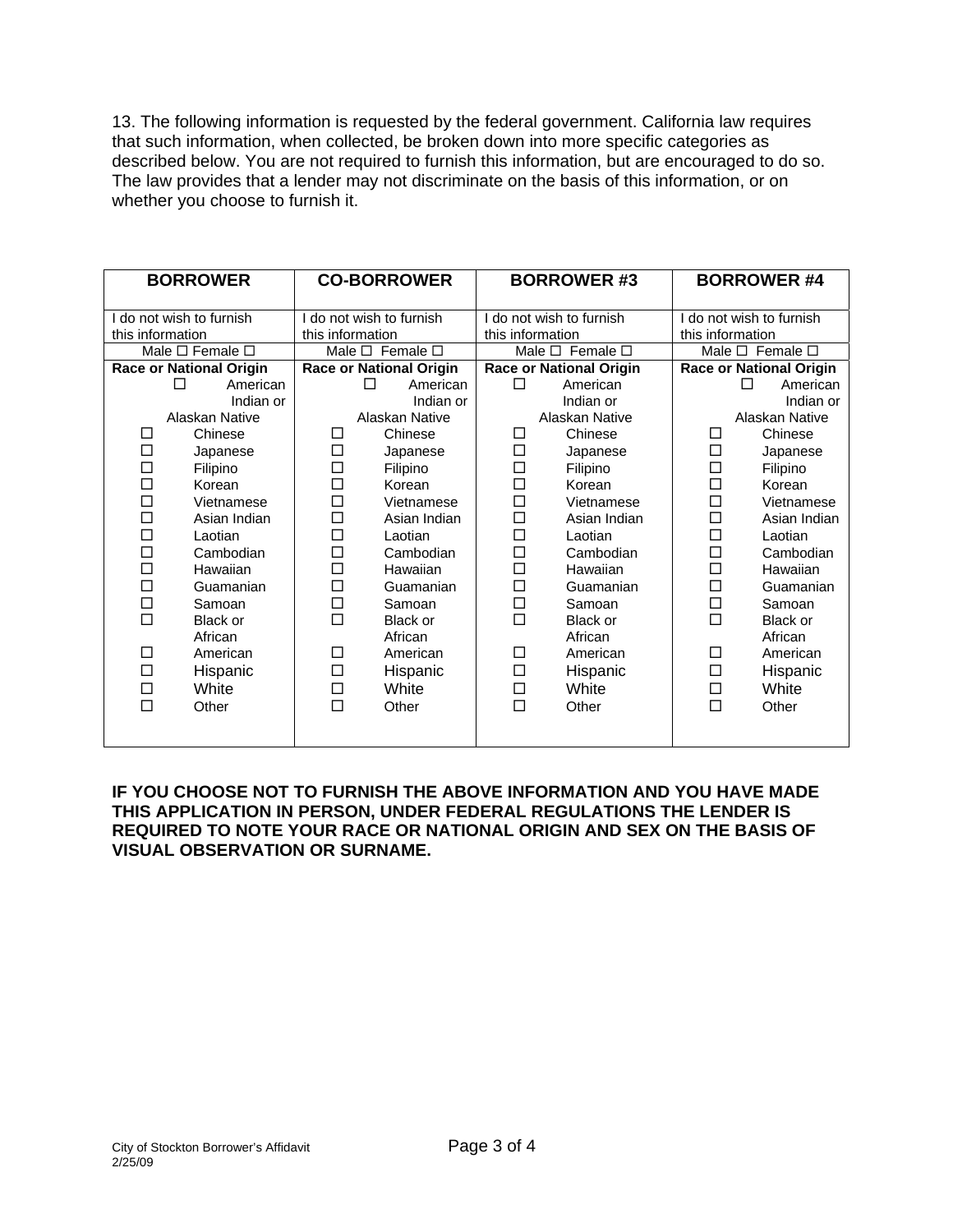13. The following information is requested by the federal government. California law requires that such information, when collected, be broken down into more specific categories as described below. You are not required to furnish this information, but are encouraged to do so. The law provides that a lender may not discriminate on the basis of this information, or on whether you choose to furnish it.

| BORROWER | CO-BORROWER | BORROWER #3 | BORROWER #4 |
|---|---|---|---|
| I do not wish to furnish this information | I do not wish to furnish this information | I do not wish to furnish this information | I do not wish to furnish this information |
| Male ☐ Female ☐ | Male ☐ Female ☐ | Male ☐ Female ☐ | Male ☐ Female ☐ |
| **Race or National Origin** | **Race or National Origin** | **Race or National Origin** | **Race or National Origin** |
| ☐ American Indian or Alaskan Native | ☐ American Indian or Alaskan Native | ☐ American Indian or Alaskan Native | ☐ American Indian or Alaskan Native |
| ☐ Chinese | ☐ Chinese | ☐ Chinese | ☐ Chinese |
| ☐ Japanese | ☐ Japanese | ☐ Japanese | ☐ Japanese |
| ☐ Filipino | ☐ Filipino | ☐ Filipino | ☐ Filipino |
| ☐ Korean | ☐ Korean | ☐ Korean | ☐ Korean |
| ☐ Vietnamese | ☐ Vietnamese | ☐ Vietnamese | ☐ Vietnamese |
| ☐ Asian Indian | ☐ Asian Indian | ☐ Asian Indian | ☐ Asian Indian |
| ☐ Laotian | ☐ Laotian | ☐ Laotian | ☐ Laotian |
| ☐ Cambodian | ☐ Cambodian | ☐ Cambodian | ☐ Cambodian |
| ☐ Hawaiian | ☐ Hawaiian | ☐ Hawaiian | ☐ Hawaiian |
| ☐ Guamanian | ☐ Guamanian | ☐ Guamanian | ☐ Guamanian |
| ☐ Samoan | ☐ Samoan | ☐ Samoan | ☐ Samoan |
| ☐ Black or African American | ☐ Black or African American | ☐ Black or African American | ☐ Black or African American |
| ☐ Hispanic | ☐ Hispanic | ☐ Hispanic | ☐ Hispanic |
| ☐ White | ☐ White | ☐ White | ☐ White |
| ☐ Other | ☐ Other | ☐ Other | ☐ Other |

**IF YOU CHOOSE NOT TO FURNISH THE ABOVE INFORMATION AND YOU HAVE MADE THIS APPLICATION IN PERSON, UNDER FEDERAL REGULATIONS THE LENDER IS REQUIRED TO NOTE YOUR RACE OR NATIONAL ORIGIN AND SEX ON THE BASIS OF VISUAL OBSERVATION OR SURNAME.**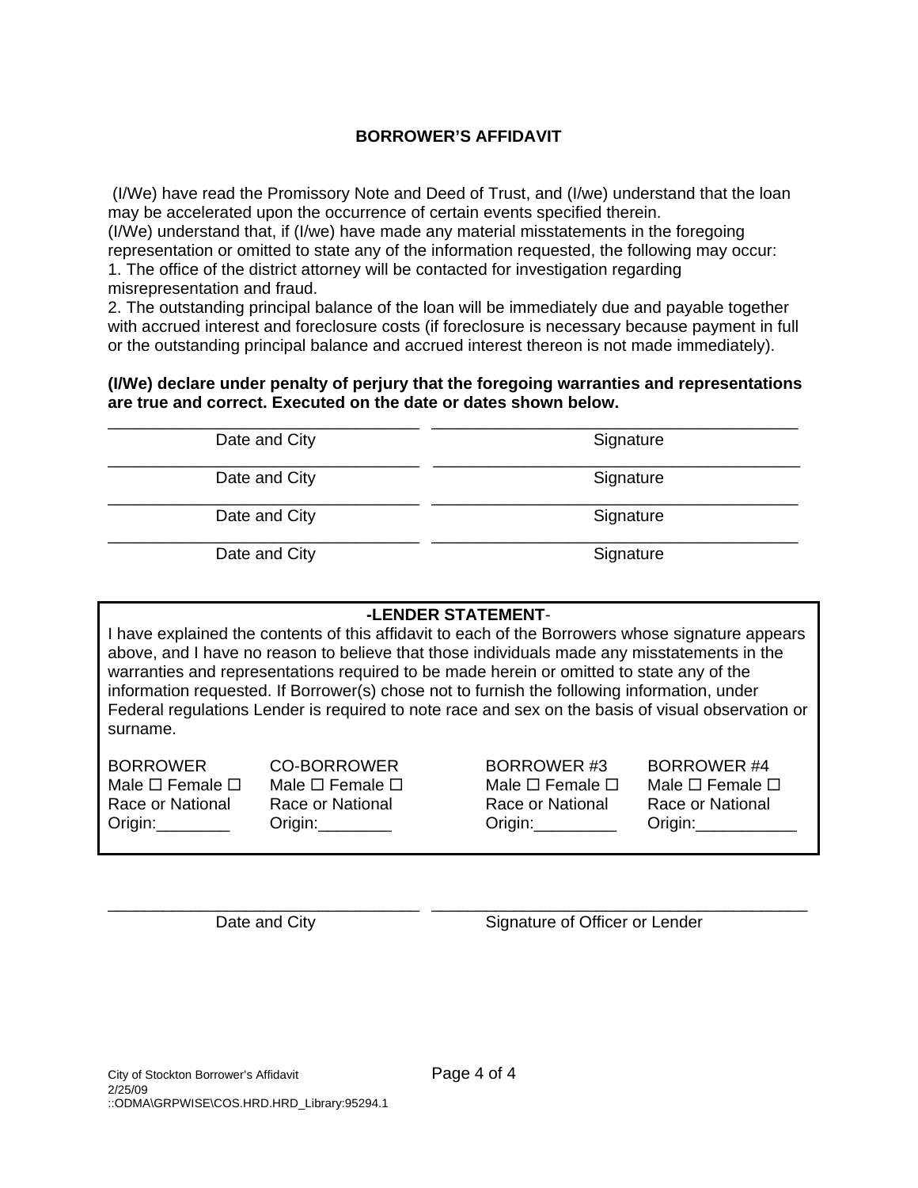## BORROWER'S AFFIDAVIT

(I/We) have read the Promissory Note and Deed of Trust, and (I/we) understand that the loan may be accelerated upon the occurrence of certain events specified therein.
(I/We) understand that, if (I/we) have made any material misstatements in the foregoing representation or omitted to state any of the information requested, the following may occur:

1. The office of the district attorney will be contacted for investigation regarding misrepresentation and fraud.
2. The outstanding principal balance of the loan will be immediately due and payable together with accrued interest and foreclosure costs (if foreclosure is necessary because payment in full or the outstanding principal balance and accrued interest thereon is not made immediately).

**(I/We) declare under penalty of perjury that the foregoing warranties and representations are true and correct. Executed on the date or dates shown below.**

| | |
|---|---|
| ________________________ | ________________________ |
| Date and City | Signature |
| ________________________ | ________________________ |
| Date and City | Signature |
| ________________________ | ________________________ |
| Date and City | Signature |
| ________________________ | ________________________ |
| Date and City | Signature |

**-LENDER STATEMENT-**

I have explained the contents of this affidavit to each of the Borrowers whose signature appears above, and I have no reason to believe that those individuals made any misstatements in the warranties and representations required to be made herein or omitted to state any of the information requested. If Borrower(s) chose not to furnish the following information, under Federal regulations Lender is required to note race and sex on the basis of visual observation or surname.

| BORROWER | CO-BORROWER | BORROWER #3 | BORROWER #4 |
|---|---|---|---|
| Male ☐ Female ☐ | Male ☐ Female ☐ | Male ☐ Female ☐ | Male ☐ Female ☐ |
| Race or National Origin:________ | Race or National Origin:________ | Race or National Origin:_________ | Race or National Origin:___________ |

| | |
|---|---|
| ________________________ | ________________________ |
| Date and City | Signature of Officer or Lender |

City of Stockton Borrower's Affidavit
2/25/09
::ODMA\GRPWISE\COS.HRD.HRD_Library:95294.1